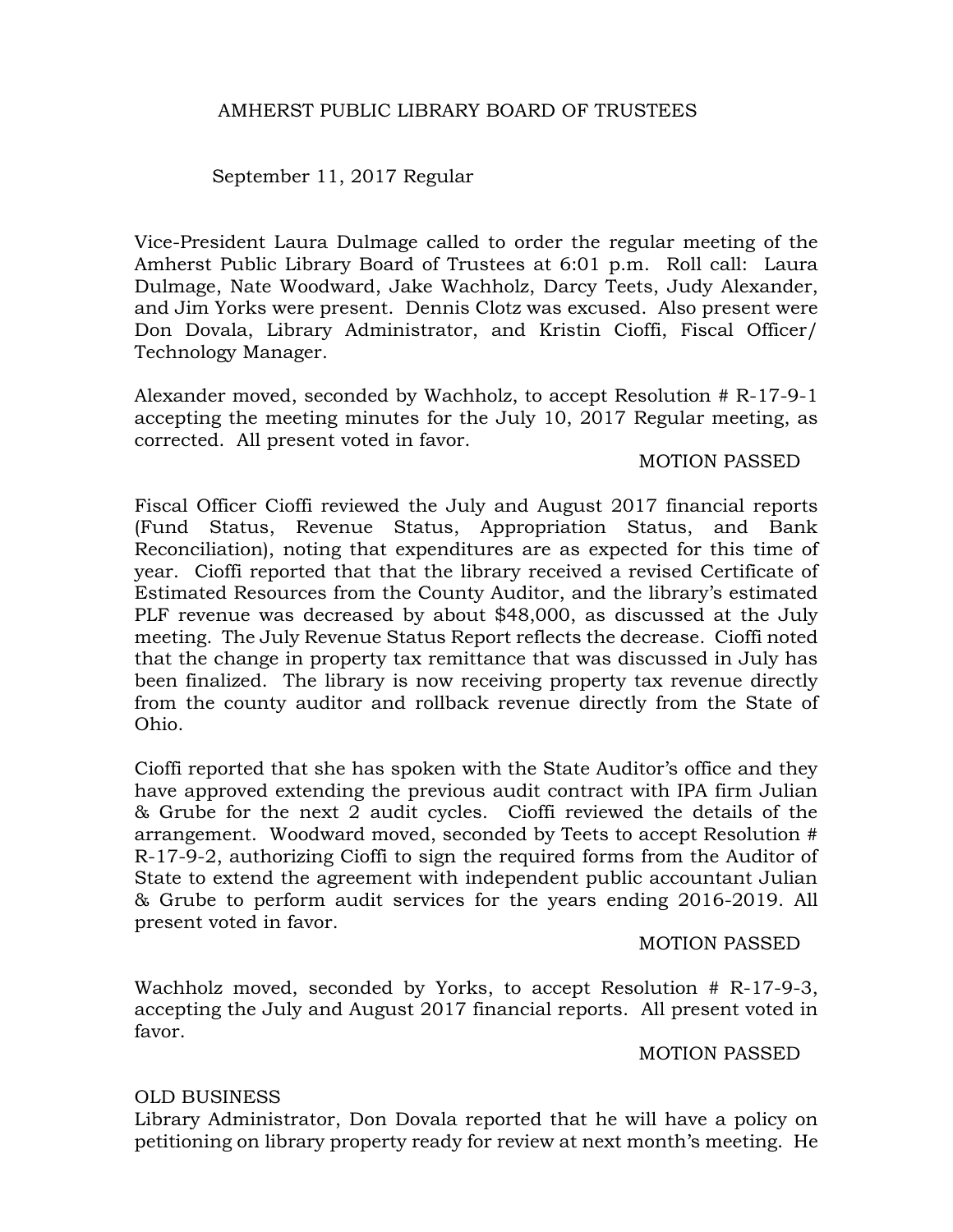# AMHERST PUBLIC LIBRARY BOARD OF TRUSTEES

September 11, 2017 Regular

Vice-President Laura Dulmage called to order the regular meeting of the Amherst Public Library Board of Trustees at 6:01 p.m. Roll call: Laura Dulmage, Nate Woodward, Jake Wachholz, Darcy Teets, Judy Alexander, and Jim Yorks were present. Dennis Clotz was excused. Also present were Don Dovala, Library Administrator, and Kristin Cioffi, Fiscal Officer/ Technology Manager.

Alexander moved, seconded by Wachholz, to accept Resolution # R-17-9-1 accepting the meeting minutes for the July 10, 2017 Regular meeting, as corrected. All present voted in favor.

MOTION PASSED

Fiscal Officer Cioffi reviewed the July and August 2017 financial reports (Fund Status, Revenue Status, Appropriation Status, and Bank Reconciliation), noting that expenditures are as expected for this time of year. Cioffi reported that that the library received a revised Certificate of Estimated Resources from the County Auditor, and the library's estimated PLF revenue was decreased by about $48,000, as discussed at the July meeting. The July Revenue Status Report reflects the decrease. Cioffi noted that the change in property tax remittance that was discussed in July has been finalized. The library is now receiving property tax revenue directly from the county auditor and rollback revenue directly from the State of Ohio.

Cioffi reported that she has spoken with the State Auditor's office and they have approved extending the previous audit contract with IPA firm Julian & Grube for the next 2 audit cycles. Cioffi reviewed the details of the arrangement. Woodward moved, seconded by Teets to accept Resolution # R-17-9-2, authorizing Cioffi to sign the required forms from the Auditor of State to extend the agreement with independent public accountant Julian & Grube to perform audit services for the years ending 2016-2019. All present voted in favor.

MOTION PASSED

Wachholz moved, seconded by Yorks, to accept Resolution # R-17-9-3, accepting the July and August 2017 financial reports. All present voted in favor.

MOTION PASSED

OLD BUSINESS

Library Administrator, Don Dovala reported that he will have a policy on petitioning on library property ready for review at next month's meeting. He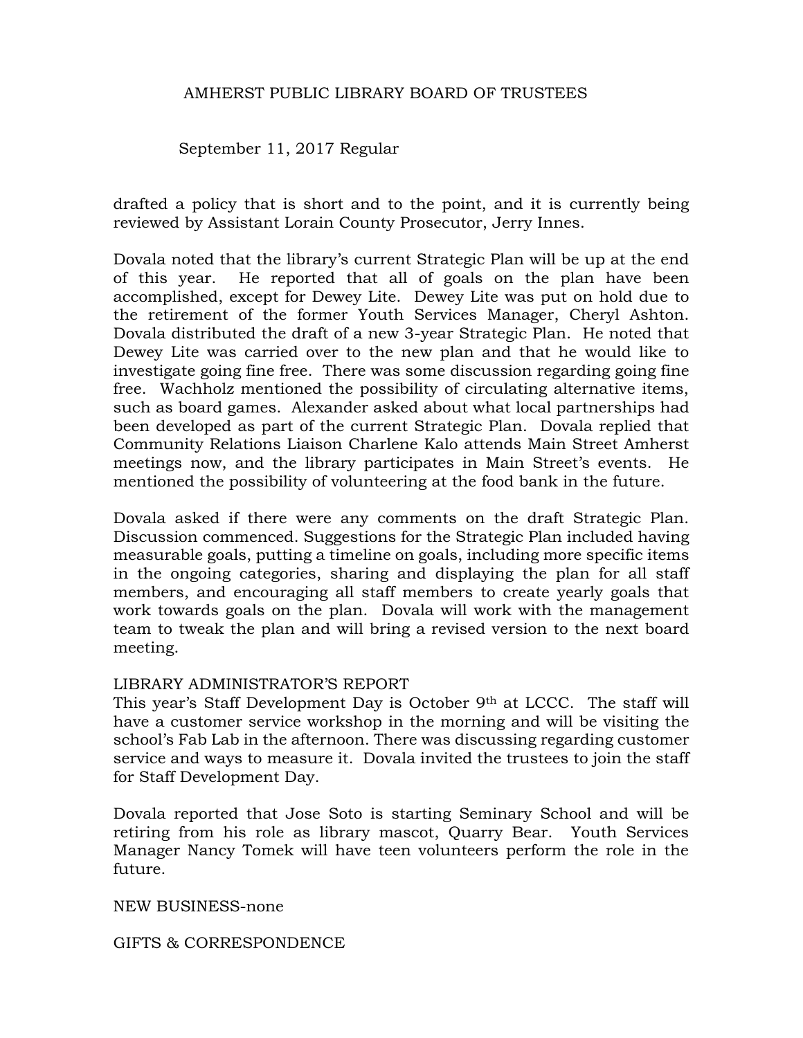drafted a policy that is short and to the point, and it is currently being reviewed by Assistant Lorain County Prosecutor, Jerry Innes.

Dovala noted that the library's current Strategic Plan will be up at the end of this year. He reported that all of goals on the plan have been accomplished, except for Dewey Lite. Dewey Lite was put on hold due to the retirement of the former Youth Services Manager, Cheryl Ashton. Dovala distributed the draft of a new 3-year Strategic Plan. He noted that Dewey Lite was carried over to the new plan and that he would like to investigate going fine free. There was some discussion regarding going fine free. Wachholz mentioned the possibility of circulating alternative items, such as board games. Alexander asked about what local partnerships had been developed as part of the current Strategic Plan. Dovala replied that Community Relations Liaison Charlene Kalo attends Main Street Amherst meetings now, and the library participates in Main Street's events. He mentioned the possibility of volunteering at the food bank in the future.

Dovala asked if there were any comments on the draft Strategic Plan. Discussion commenced. Suggestions for the Strategic Plan included having measurable goals, putting a timeline on goals, including more specific items in the ongoing categories, sharing and displaying the plan for all staff members, and encouraging all staff members to create yearly goals that work towards goals on the plan. Dovala will work with the management team to tweak the plan and will bring a revised version to the next board meeting.

LIBRARY ADMINISTRATOR'S REPORT

This year's Staff Development Day is October 9th at LCCC. The staff will have a customer service workshop in the morning and will be visiting the school's Fab Lab in the afternoon. There was discussing regarding customer service and ways to measure it. Dovala invited the trustees to join the staff for Staff Development Day.

Dovala reported that Jose Soto is starting Seminary School and will be retiring from his role as library mascot, Quarry Bear. Youth Services Manager Nancy Tomek will have teen volunteers perform the role in the future.

NEW BUSINESS-none

GIFTS & CORRESPONDENCE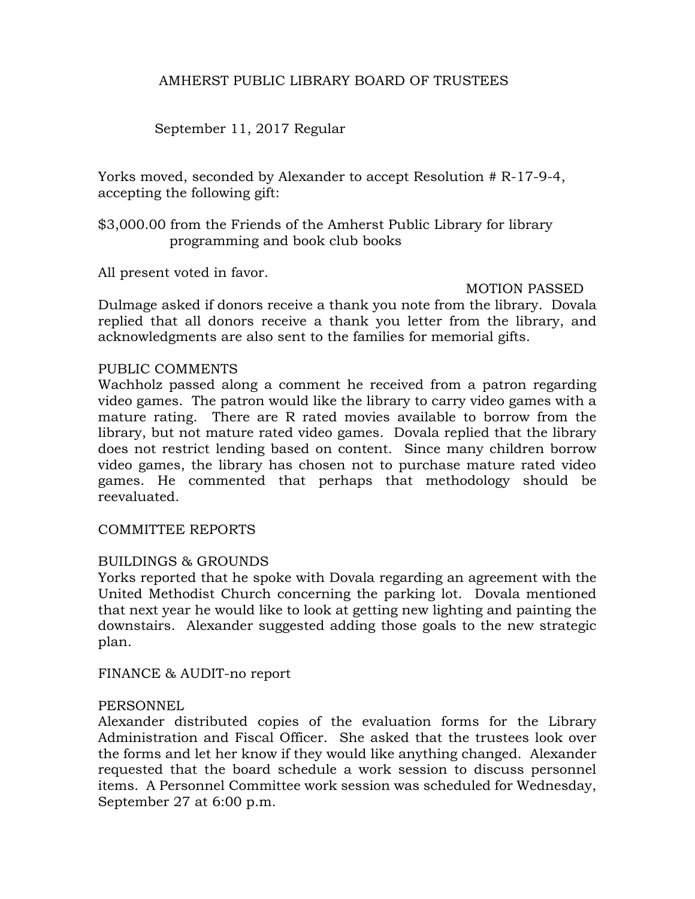AMHERST PUBLIC LIBRARY BOARD OF TRUSTEES

September 11, 2017 Regular

Yorks moved, seconded by Alexander to accept Resolution # R-17-9-4, accepting the following gift:

$3,000.00 from the Friends of the Amherst Public Library for library programming and book club books

All present voted in favor.

MOTION PASSED

Dulmage asked if donors receive a thank you note from the library. Dovala replied that all donors receive a thank you letter from the library, and acknowledgments are also sent to the families for memorial gifts.

PUBLIC COMMENTS

Wachholz passed along a comment he received from a patron regarding video games. The patron would like the library to carry video games with a mature rating. There are R rated movies available to borrow from the library, but not mature rated video games. Dovala replied that the library does not restrict lending based on content. Since many children borrow video games, the library has chosen not to purchase mature rated video games. He commented that perhaps that methodology should be reevaluated.

COMMITTEE REPORTS

BUILDINGS & GROUNDS

Yorks reported that he spoke with Dovala regarding an agreement with the United Methodist Church concerning the parking lot. Dovala mentioned that next year he would like to look at getting new lighting and painting the downstairs. Alexander suggested adding those goals to the new strategic plan.

FINANCE & AUDIT-no report

PERSONNEL

Alexander distributed copies of the evaluation forms for the Library Administration and Fiscal Officer. She asked that the trustees look over the forms and let her know if they would like anything changed. Alexander requested that the board schedule a work session to discuss personnel items. A Personnel Committee work session was scheduled for Wednesday, September 27 at 6:00 p.m.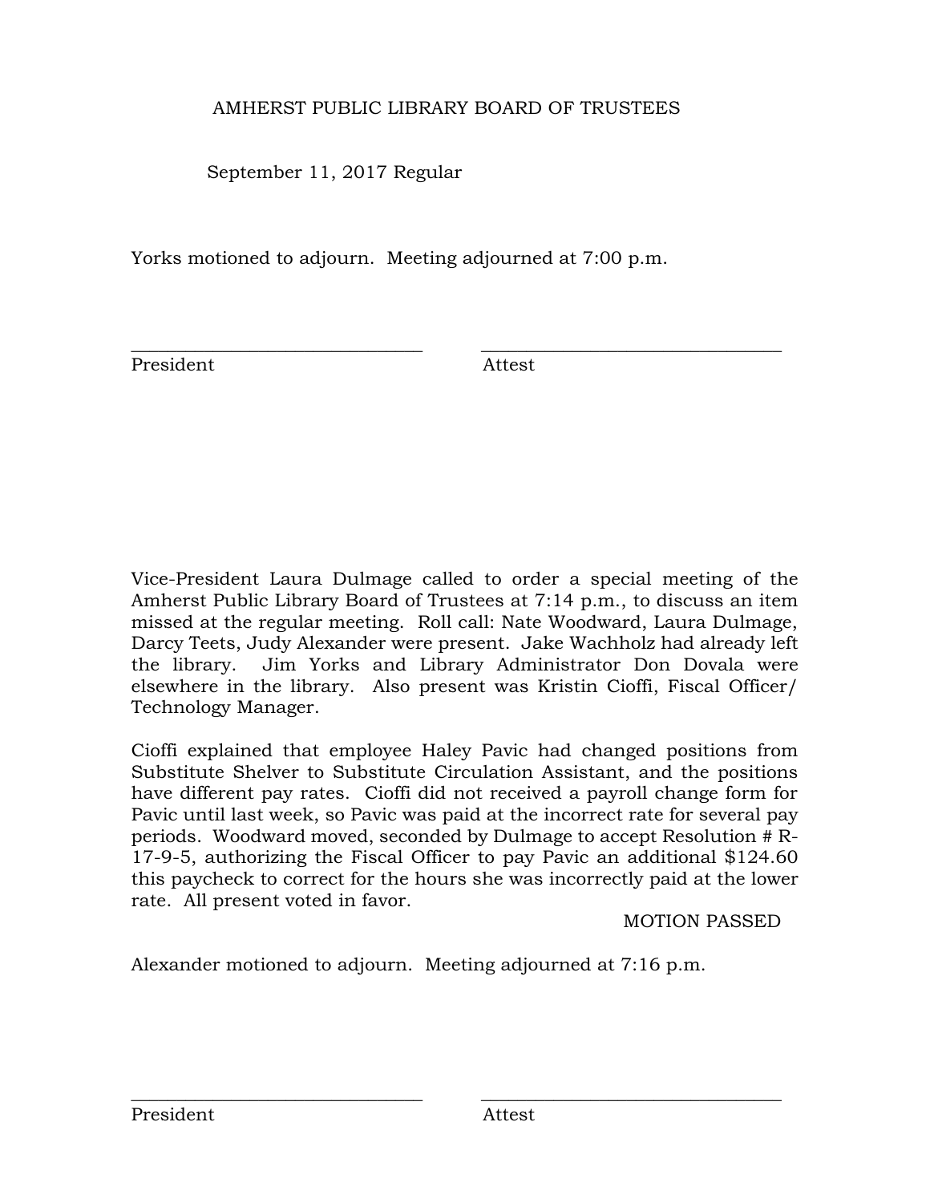AMHERST PUBLIC LIBRARY BOARD OF TRUSTEES

September 11, 2017 Regular

Yorks motioned to adjourn. Meeting adjourned at 7:00 p.m.

_______________________________ _______________________________

President Attest

Vice-President Laura Dulmage called to order a special meeting of the Amherst Public Library Board of Trustees at 7:14 p.m., to discuss an item missed at the regular meeting. Roll call: Nate Woodward, Laura Dulmage, Darcy Teets, Judy Alexander were present. Jake Wachholz had already left the library. Jim Yorks and Library Administrator Don Dovala were elsewhere in the library. Also present was Kristin Cioffi, Fiscal Officer/ Technology Manager.

Cioffi explained that employee Haley Pavic had changed positions from Substitute Shelver to Substitute Circulation Assistant, and the positions have different pay rates. Cioffi did not received a payroll change form for Pavic until last week, so Pavic was paid at the incorrect rate for several pay periods. Woodward moved, seconded by Dulmage to accept Resolution # R-17-9-5, authorizing the Fiscal Officer to pay Pavic an additional $124.60 this paycheck to correct for the hours she was incorrectly paid at the lower rate. All present voted in favor.

MOTION PASSED

Alexander motioned to adjourn. Meeting adjourned at 7:16 p.m.

_______________________________ _______________________________

President Attest